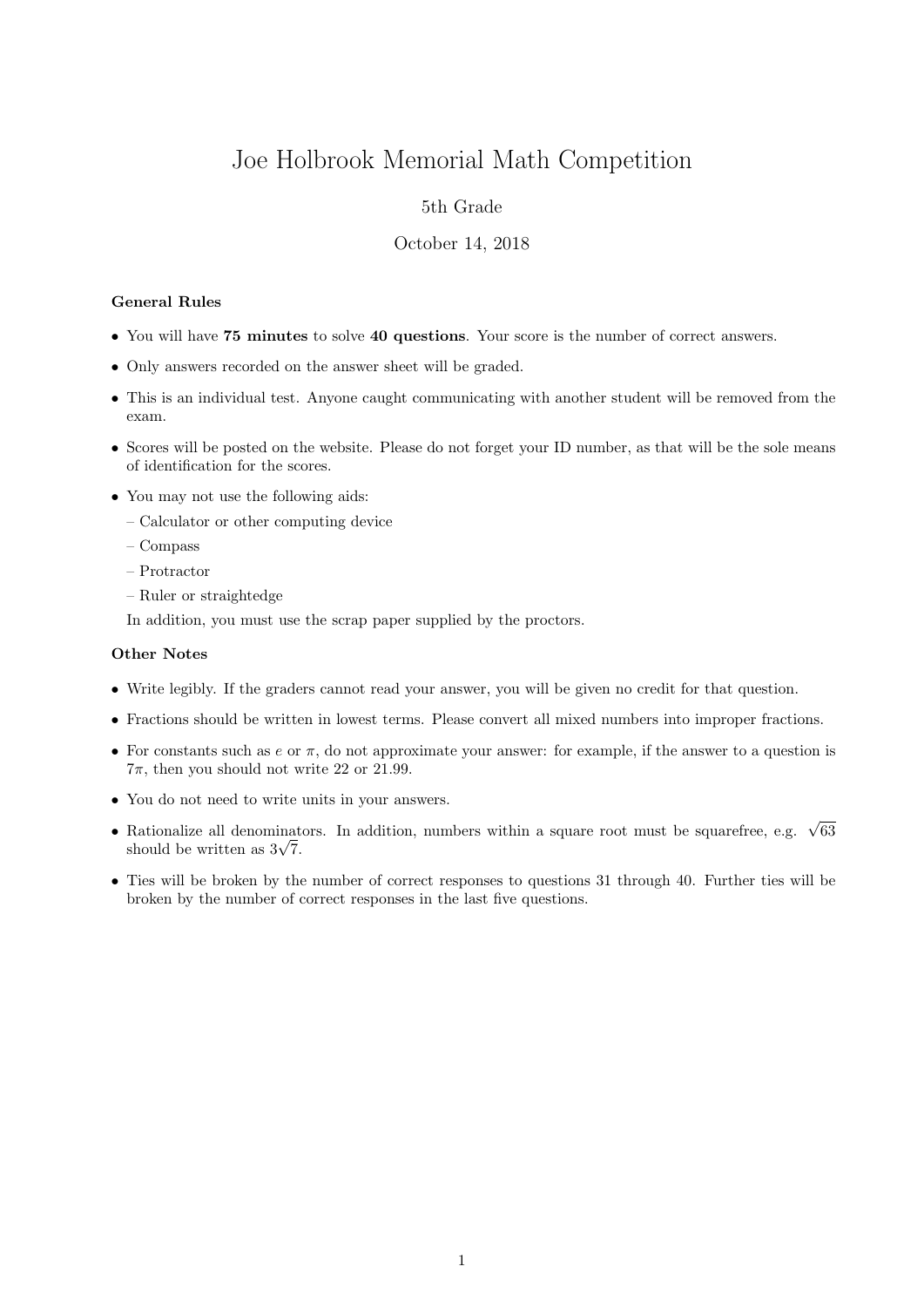# Joe Holbrook Memorial Math Competition

5th Grade

October 14, 2018

**General Rules**

- You will have **75 minutes** to solve **40 questions**. Your score is the number of correct answers.
- Only answers recorded on the answer sheet will be graded.
- This is an individual test. Anyone caught communicating with another student will be removed from the exam.
- Scores will be posted on the website. Please do not forget your ID number, as that will be the sole means of identification for the scores.
- You may not use the following aids:
  - Calculator or other computing device
  - Compass
  - Protractor
  - Ruler or straightedge

  In addition, you must use the scrap paper supplied by the proctors.

**Other Notes**

- Write legibly. If the graders cannot read your answer, you will be given no credit for that question.
- Fractions should be written in lowest terms. Please convert all mixed numbers into improper fractions.
- For constants such as $e$ or $\pi$, do not approximate your answer: for example, if the answer to a question is $7\pi$, then you should not write 22 or 21.99.
- You do not need to write units in your answers.
- Rationalize all denominators. In addition, numbers within a square root must be squarefree, e.g. $\sqrt{63}$ should be written as $3\sqrt{7}$.
- Ties will be broken by the number of correct responses to questions 31 through 40. Further ties will be broken by the number of correct responses in the last five questions.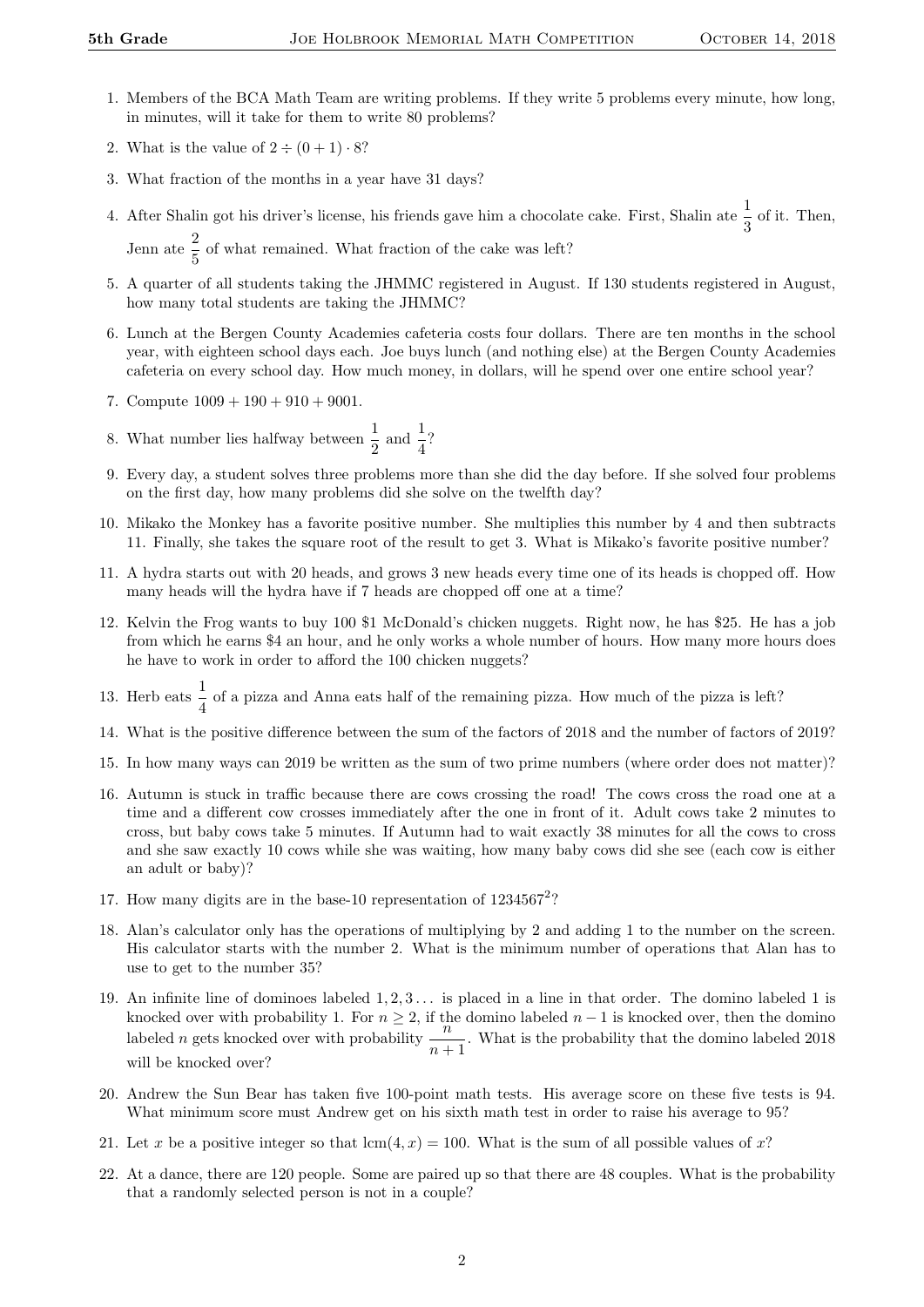1. Members of the BCA Math Team are writing problems. If they write 5 problems every minute, how long, in minutes, will it take for them to write 80 problems?

2. What is the value of $2 \div (0+1) \cdot 8$?

3. What fraction of the months in a year have 31 days?

4. After Shalin got his driver's license, his friends gave him a chocolate cake. First, Shalin ate $\frac{1}{3}$ of it. Then, Jenn ate $\frac{2}{5}$ of what remained. What fraction of the cake was left?

5. A quarter of all students taking the JHMMC registered in August. If 130 students registered in August, how many total students are taking the JHMMC?

6. Lunch at the Bergen County Academies cafeteria costs four dollars. There are ten months in the school year, with eighteen school days each. Joe buys lunch (and nothing else) at the Bergen County Academies cafeteria on every school day. How much money, in dollars, will he spend over one entire school year?

7. Compute $1009 + 190 + 910 + 9001$.

8. What number lies halfway between $\frac{1}{2}$ and $\frac{1}{4}$?

9. Every day, a student solves three problems more than she did the day before. If she solved four problems on the first day, how many problems did she solve on the twelfth day?

10. Mikako the Monkey has a favorite positive number. She multiplies this number by 4 and then subtracts 11. Finally, she takes the square root of the result to get 3. What is Mikako's favorite positive number?

11. A hydra starts out with 20 heads, and grows 3 new heads every time one of its heads is chopped off. How many heads will the hydra have if 7 heads are chopped off one at a time?

12. Kelvin the Frog wants to buy 100 \$1 McDonald's chicken nuggets. Right now, he has \$25. He has a job from which he earns \$4 an hour, and he only works a whole number of hours. How many more hours does he have to work in order to afford the 100 chicken nuggets?

13. Herb eats $\frac{1}{4}$ of a pizza and Anna eats half of the remaining pizza. How much of the pizza is left?

14. What is the positive difference between the sum of the factors of 2018 and the number of factors of 2019?

15. In how many ways can 2019 be written as the sum of two prime numbers (where order does not matter)?

16. Autumn is stuck in traffic because there are cows crossing the road! The cows cross the road one at a time and a different cow crosses immediately after the one in front of it. Adult cows take 2 minutes to cross, but baby cows take 5 minutes. If Autumn had to wait exactly 38 minutes for all the cows to cross and she saw exactly 10 cows while she was waiting, how many baby cows did she see (each cow is either an adult or baby)?

17. How many digits are in the base-10 representation of $1234567^2$?

18. Alan's calculator only has the operations of multiplying by 2 and adding 1 to the number on the screen. His calculator starts with the number 2. What is the minimum number of operations that Alan has to use to get to the number 35?

19. An infinite line of dominoes labeled $1, 2, 3 \ldots$ is placed in a line in that order. The domino labeled 1 is knocked over with probability 1. For $n \geq 2$, if the domino labeled $n-1$ is knocked over, then the domino labeled $n$ gets knocked over with probability $\frac{n}{n+1}$. What is the probability that the domino labeled 2018 will be knocked over?

20. Andrew the Sun Bear has taken five 100-point math tests. His average score on these five tests is 94. What minimum score must Andrew get on his sixth math test in order to raise his average to 95?

21. Let $x$ be a positive integer so that $\text{lcm}(4, x) = 100$. What is the sum of all possible values of $x$?

22. At a dance, there are 120 people. Some are paired up so that there are 48 couples. What is the probability that a randomly selected person is not in a couple?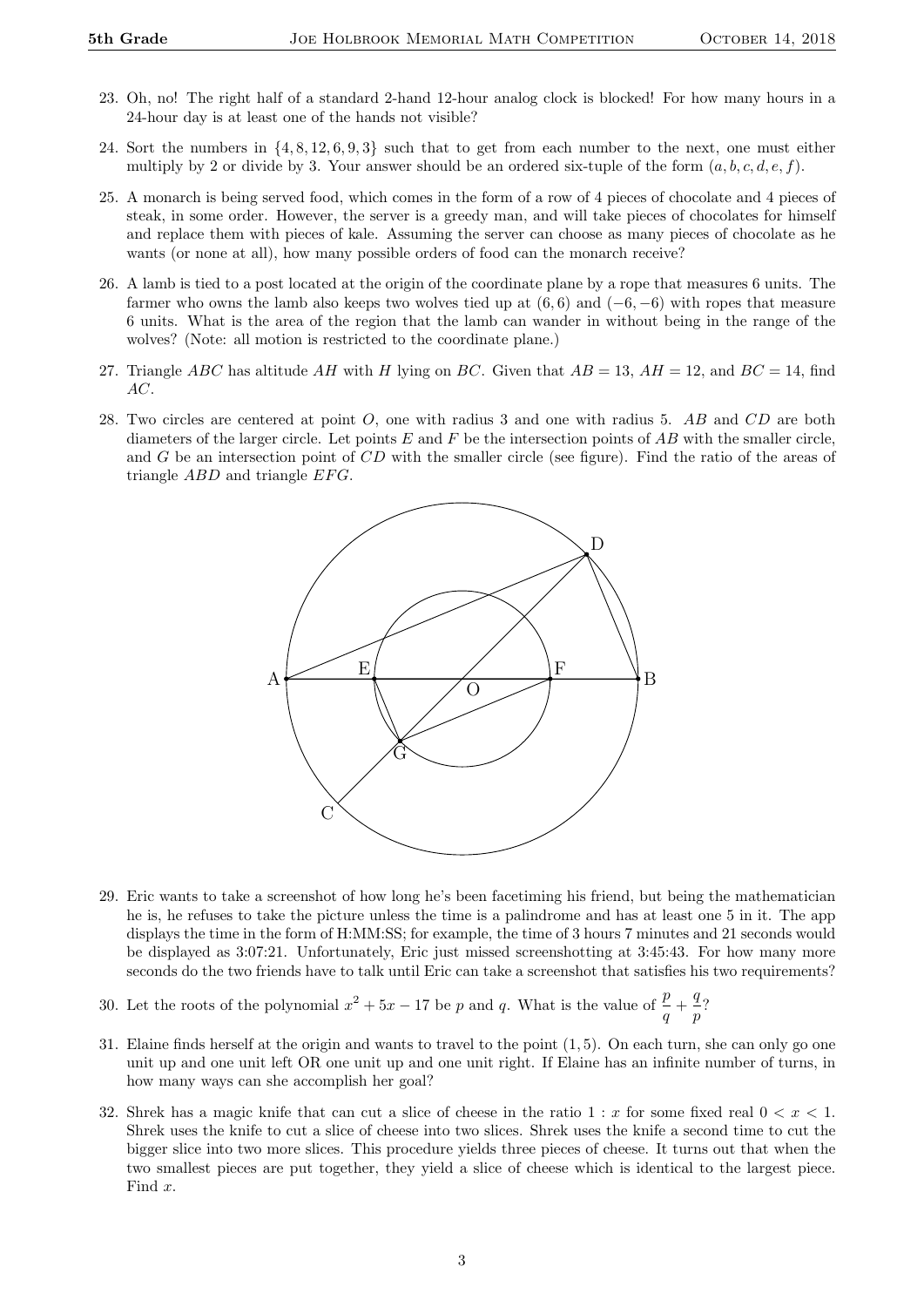23. Oh, no! The right half of a standard 2-hand 12-hour analog clock is blocked! For how many hours in a 24-hour day is at least one of the hands not visible?

24. Sort the numbers in $\{4, 8, 12, 6, 9, 3\}$ such that to get from each number to the next, one must either multiply by 2 or divide by 3. Your answer should be an ordered six-tuple of the form $(a, b, c, d, e, f)$.

25. A monarch is being served food, which comes in the form of a row of 4 pieces of chocolate and 4 pieces of steak, in some order. However, the server is a greedy man, and will take pieces of chocolates for himself and replace them with pieces of kale. Assuming the server can choose as many pieces of chocolate as he wants (or none at all), how many possible orders of food can the monarch receive?

26. A lamb is tied to a post located at the origin of the coordinate plane by a rope that measures 6 units. The farmer who owns the lamb also keeps two wolves tied up at $(6, 6)$ and $(-6, -6)$ with ropes that measure 6 units. What is the area of the region that the lamb can wander in without being in the range of the wolves? (Note: all motion is restricted to the coordinate plane.)

27. Triangle $ABC$ has altitude $AH$ with $H$ lying on $BC$. Given that $AB = 13$, $AH = 12$, and $BC = 14$, find $AC$.

28. Two circles are centered at point $O$, one with radius 3 and one with radius 5. $AB$ and $CD$ are both diameters of the larger circle. Let points $E$ and $F$ be the intersection points of $AB$ with the smaller circle, and $G$ be an intersection point of $CD$ with the smaller circle (see figure). Find the ratio of the areas of triangle $ABD$ and triangle $EFG$.

29. Eric wants to take a screenshot of how long he's been facetiming his friend, but being the mathematician he is, he refuses to take the picture unless the time is a palindrome and has at least one 5 in it. The app displays the time in the form of H:MM:SS; for example, the time of 3 hours 7 minutes and 21 seconds would be displayed as 3:07:21. Unfortunately, Eric just missed screenshotting at 3:45:43. For how many more seconds do the two friends have to talk until Eric can take a screenshot that satisfies his two requirements?

30. Let the roots of the polynomial $x^2 + 5x - 17$ be $p$ and $q$. What is the value of $\frac{p}{q} + \frac{q}{p}$?

31. Elaine finds herself at the origin and wants to travel to the point $(1, 5)$. On each turn, she can only go one unit up and one unit left OR one unit up and one unit right. If Elaine has an infinite number of turns, in how many ways can she accomplish her goal?

32. Shrek has a magic knife that can cut a slice of cheese in the ratio $1 : x$ for some fixed real $0 < x < 1$. Shrek uses the knife to cut a slice of cheese into two slices. Shrek uses the knife a second time to cut the bigger slice into two more slices. This procedure yields three pieces of cheese. It turns out that when the two smallest pieces are put together, they yield a slice of cheese which is identical to the largest piece. Find $x$.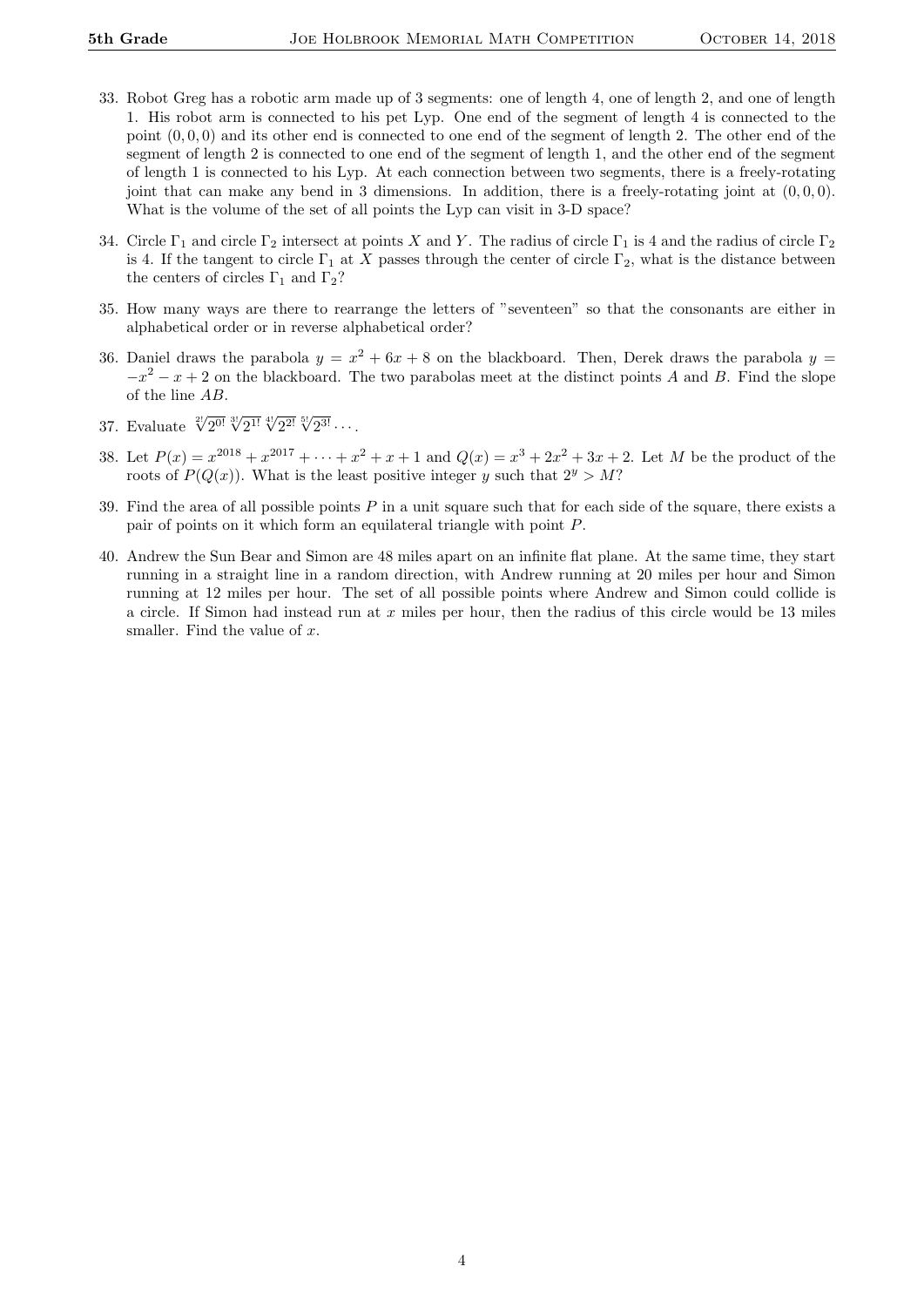33. Robot Greg has a robotic arm made up of 3 segments: one of length 4, one of length 2, and one of length 1. His robot arm is connected to his pet Lyp. One end of the segment of length 4 is connected to the point $(0, 0, 0)$ and its other end is connected to one end of the segment of length 2. The other end of the segment of length 2 is connected to one end of the segment of length 1, and the other end of the segment of length 1 is connected to his Lyp. At each connection between two segments, there is a freely-rotating joint that can make any bend in 3 dimensions. In addition, there is a freely-rotating joint at $(0, 0, 0)$. What is the volume of the set of all points the Lyp can visit in 3-D space?

34. Circle $\Gamma_1$ and circle $\Gamma_2$ intersect at points $X$ and $Y$. The radius of circle $\Gamma_1$ is 4 and the radius of circle $\Gamma_2$ is 4. If the tangent to circle $\Gamma_1$ at $X$ passes through the center of circle $\Gamma_2$, what is the distance between the centers of circles $\Gamma_1$ and $\Gamma_2$?

35. How many ways are there to rearrange the letters of "seventeen" so that the consonants are either in alphabetical order or in reverse alphabetical order?

36. Daniel draws the parabola $y = x^2 + 6x + 8$ on the blackboard. Then, Derek draws the parabola $y = -x^2 - x + 2$ on the blackboard. The two parabolas meet at the distinct points $A$ and $B$. Find the slope of the line $AB$.

37. Evaluate $\sqrt[2!]{2^{0!}}\,\sqrt[3!]{2^{1!}}\,\sqrt[4!]{2^{2!}}\,\sqrt[5!]{2^{3!}}\cdots$.

38. Let $P(x) = x^{2018} + x^{2017} + \cdots + x^2 + x + 1$ and $Q(x) = x^3 + 2x^2 + 3x + 2$. Let $M$ be the product of the roots of $P(Q(x))$. What is the least positive integer $y$ such that $2^y > M$?

39. Find the area of all possible points $P$ in a unit square such that for each side of the square, there exists a pair of points on it which form an equilateral triangle with point $P$.

40. Andrew the Sun Bear and Simon are 48 miles apart on an infinite flat plane. At the same time, they start running in a straight line in a random direction, with Andrew running at 20 miles per hour and Simon running at 12 miles per hour. The set of all possible points where Andrew and Simon could collide is a circle. If Simon had instead run at $x$ miles per hour, then the radius of this circle would be 13 miles smaller. Find the value of $x$.